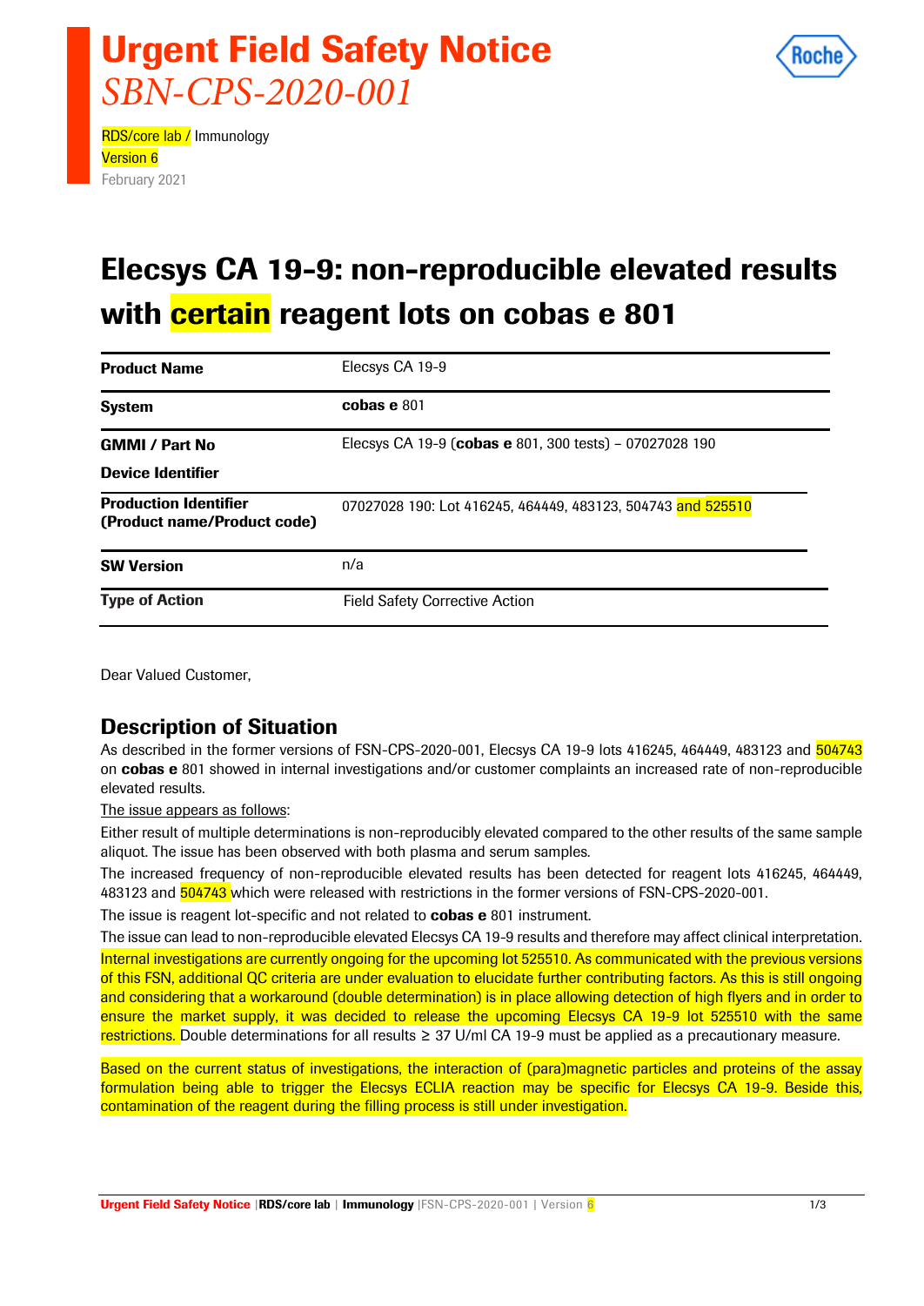# Urgent Field Safety Notice

*SBN-CPS-2020-001*

RDS/core lab / Immunology
Version 6
February 2021

# Elecsys CA 19-9: non-reproducible elevated results with certain reagent lots on cobas e 801

| | |
|---|---|
| **Product Name** | Elecsys CA 19-9 |
| **System** | **cobas e** 801 |
| **GMMI / Part No**<br>**Device Identifier** | Elecsys CA 19-9 (**cobas e** 801, 300 tests) – 07027028 190 |
| **Production Identifier (Product name/Product code)** | 07027028 190: Lot 416245, 464449, 483123, 504743 and 525510 |
| **SW Version** | n/a |
| **Type of Action** | Field Safety Corrective Action |

Dear Valued Customer,

## Description of Situation

As described in the former versions of FSN-CPS-2020-001, Elecsys CA 19-9 lots 416245, 464449, 483123 and 504743 on **cobas e** 801 showed in internal investigations and/or customer complaints an increased rate of non-reproducible elevated results.

The issue appears as follows:

Either result of multiple determinations is non-reproducibly elevated compared to the other results of the same sample aliquot. The issue has been observed with both plasma and serum samples.

The increased frequency of non-reproducible elevated results has been detected for reagent lots 416245, 464449, 483123 and 504743 which were released with restrictions in the former versions of FSN-CPS-2020-001.

The issue is reagent lot-specific and not related to **cobas e** 801 instrument.

The issue can lead to non-reproducible elevated Elecsys CA 19-9 results and therefore may affect clinical interpretation. Internal investigations are currently ongoing for the upcoming lot 525510. As communicated with the previous versions of this FSN, additional QC criteria are under evaluation to elucidate further contributing factors. As this is still ongoing and considering that a workaround (double determination) is in place allowing detection of high flyers and in order to ensure the market supply, it was decided to release the upcoming Elecsys CA 19-9 lot 525510 with the same restrictions. Double determinations for all results ≥ 37 U/ml CA 19-9 must be applied as a precautionary measure.

Based on the current status of investigations, the interaction of (para)magnetic particles and proteins of the assay formulation being able to trigger the Elecsys ECLIA reaction may be specific for Elecsys CA 19-9. Beside this, contamination of the reagent during the filling process is still under investigation.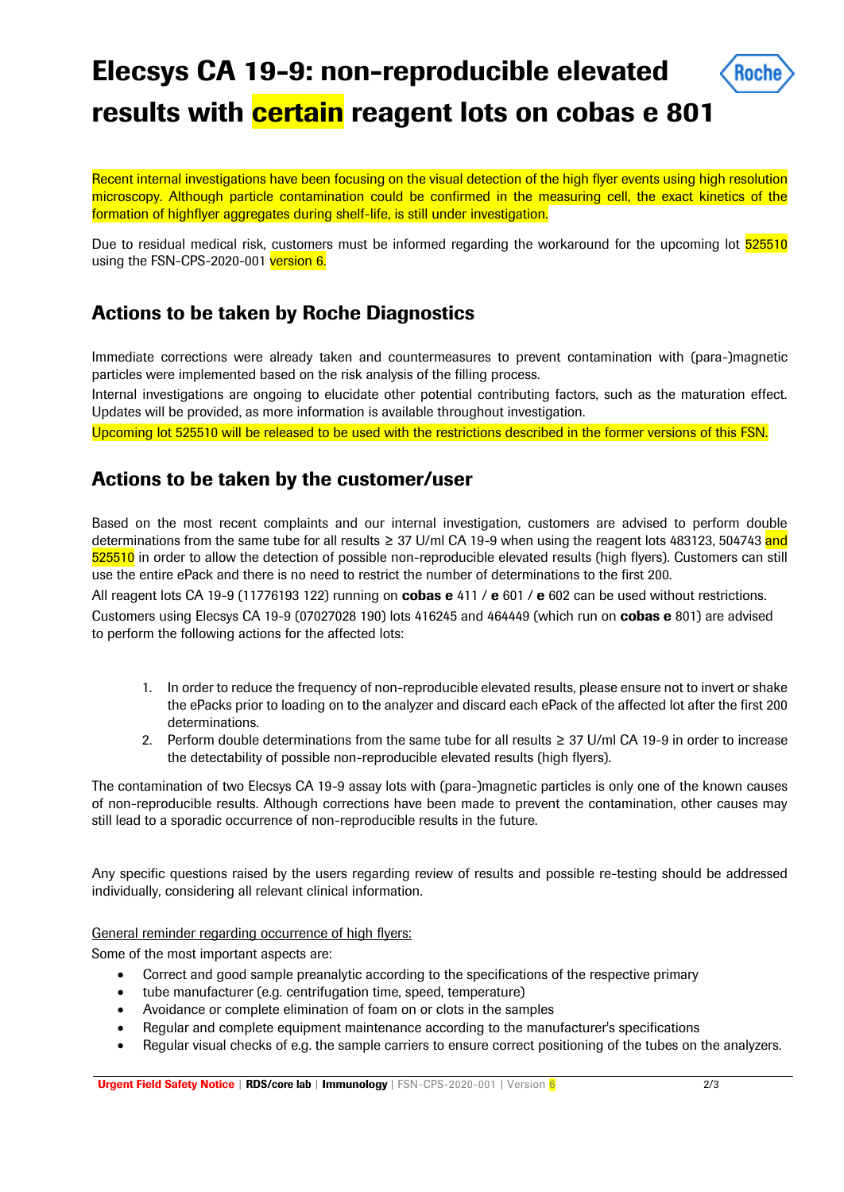# Elecsys CA 19-9: non-reproducible elevated results with certain reagent lots on cobas e 801

Recent internal investigations have been focusing on the visual detection of the high flyer events using high resolution microscopy. Although particle contamination could be confirmed in the measuring cell, the exact kinetics of the formation of highflyer aggregates during shelf-life, is still under investigation.

Due to residual medical risk, customers must be informed regarding the workaround for the upcoming lot 525510 using the FSN-CPS-2020-001 version 6.

## Actions to be taken by Roche Diagnostics

Immediate corrections were already taken and countermeasures to prevent contamination with (para-)magnetic particles were implemented based on the risk analysis of the filling process.

Internal investigations are ongoing to elucidate other potential contributing factors, such as the maturation effect. Updates will be provided, as more information is available throughout investigation.

Upcoming lot 525510 will be released to be used with the restrictions described in the former versions of this FSN.

## Actions to be taken by the customer/user

Based on the most recent complaints and our internal investigation, customers are advised to perform double determinations from the same tube for all results ≥ 37 U/ml CA 19-9 when using the reagent lots 483123, 504743 and 525510 in order to allow the detection of possible non-reproducible elevated results (high flyers). Customers can still use the entire ePack and there is no need to restrict the number of determinations to the first 200.

All reagent lots CA 19-9 (11776193 122) running on **cobas e** 411 / **e** 601 / **e** 602 can be used without restrictions.

Customers using Elecsys CA 19-9 (07027028 190) lots 416245 and 464449 (which run on **cobas e** 801) are advised to perform the following actions for the affected lots:

1. In order to reduce the frequency of non-reproducible elevated results, please ensure not to invert or shake the ePacks prior to loading on to the analyzer and discard each ePack of the affected lot after the first 200 determinations.
2. Perform double determinations from the same tube for all results ≥ 37 U/ml CA 19-9 in order to increase the detectability of possible non-reproducible elevated results (high flyers).

The contamination of two Elecsys CA 19-9 assay lots with (para-)magnetic particles is only one of the known causes of non-reproducible results. Although corrections have been made to prevent the contamination, other causes may still lead to a sporadic occurrence of non-reproducible results in the future.

Any specific questions raised by the users regarding review of results and possible re-testing should be addressed individually, considering all relevant clinical information.

General reminder regarding occurrence of high flyers:

Some of the most important aspects are:

- Correct and good sample preanalytic according to the specifications of the respective primary
- tube manufacturer (e.g. centrifugation time, speed, temperature)
- Avoidance or complete elimination of foam on or clots in the samples
- Regular and complete equipment maintenance according to the manufacturer's specifications
- Regular visual checks of e.g. the sample carriers to ensure correct positioning of the tubes on the analyzers.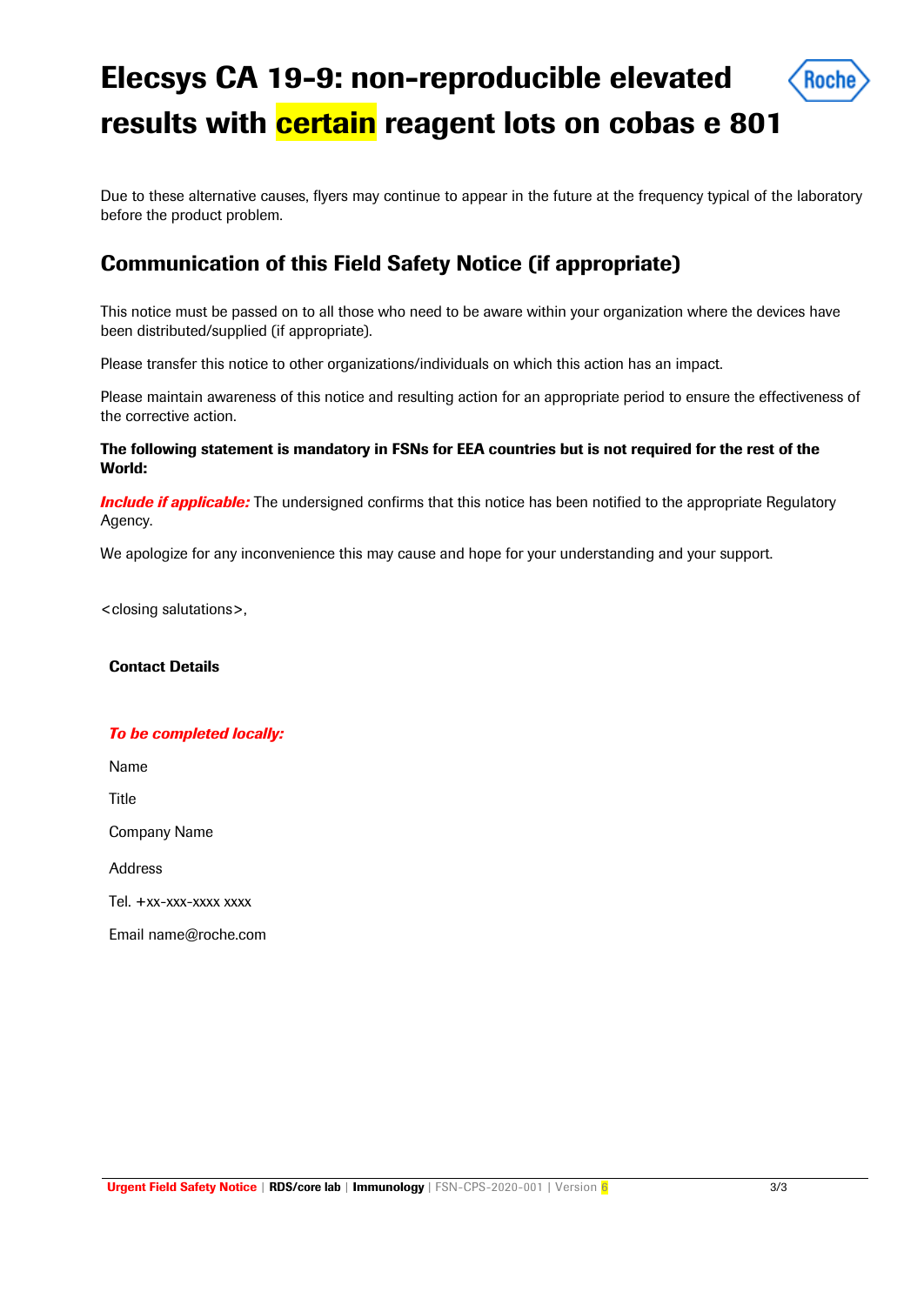# Elecsys CA 19-9: non-reproducible elevated results with certain reagent lots on cobas e 801

Due to these alternative causes, flyers may continue to appear in the future at the frequency typical of the laboratory before the product problem.

## Communication of this Field Safety Notice (if appropriate)

This notice must be passed on to all those who need to be aware within your organization where the devices have been distributed/supplied (if appropriate).

Please transfer this notice to other organizations/individuals on which this action has an impact.

Please maintain awareness of this notice and resulting action for an appropriate period to ensure the effectiveness of the corrective action.

**The following statement is mandatory in FSNs for EEA countries but is not required for the rest of the World:**

***Include if applicable:*** The undersigned confirms that this notice has been notified to the appropriate Regulatory Agency.

We apologize for any inconvenience this may cause and hope for your understanding and your support.

<closing salutations>,

**Contact Details**

***To be completed locally:***

Name

Title

Company Name

Address

Tel. +xx-xxx-xxxx xxxx

Email name@roche.com